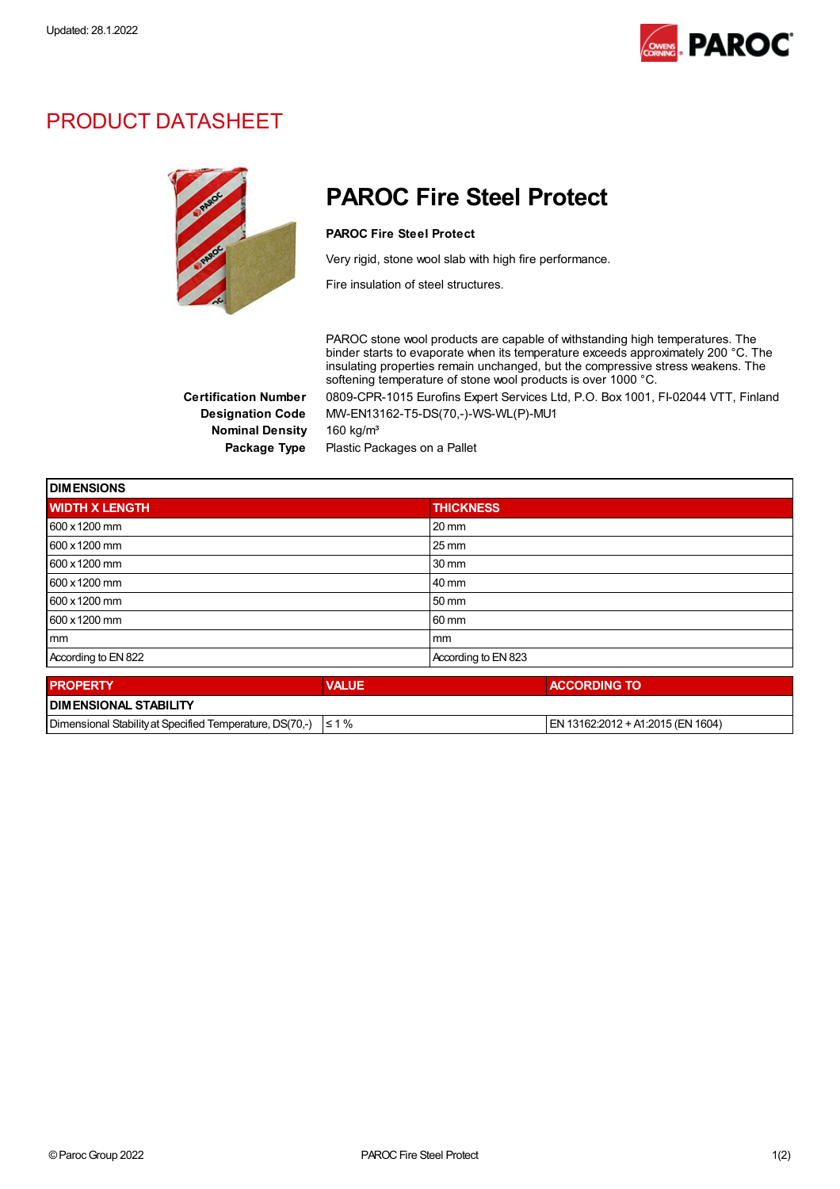Updated: 28.1.2022

# PRODUCT DATASHEET

## PAROC Fire Steel Protect

**PAROC Fire Steel Protect**

Very rigid, stone wool slab with high fire performance.

Fire insulation of steel structures.

PAROC stone wool products are capable of withstanding high temperatures. The binder starts to evaporate when its temperature exceeds approximately 200 °C. The insulating properties remain unchanged, but the compressive stress weakens. The softening temperature of stone wool products is over 1000 °C.

**Certification Number** 0809-CPR-1015 Eurofins Expert Services Ltd, P.O. Box 1001, FI-02044 VTT, Finland

**Designation Code** MW-EN13162-T5-DS(70,-)-WS-WL(P)-MU1

**Nominal Density** 160 kg/m³

**Package Type** Plastic Packages on a Pallet

| DIMENSIONS | |
|---|---|
| **WIDTH X LENGTH** | **THICKNESS** |
| 600 x 1200 mm | 20 mm |
| 600 x 1200 mm | 25 mm |
| 600 x 1200 mm | 30 mm |
| 600 x 1200 mm | 40 mm |
| 600 x 1200 mm | 50 mm |
| 600 x 1200 mm | 60 mm |
| mm | mm |
| According to EN 822 | According to EN 823 |

| PROPERTY | VALUE | ACCORDING TO |
|---|---|---|
| **DIMENSIONAL STABILITY** | | |
| Dimensional Stability at Specified Temperature, DS(70,-) | ≤ 1 % | EN 13162:2012 + A1:2015 (EN 1604) |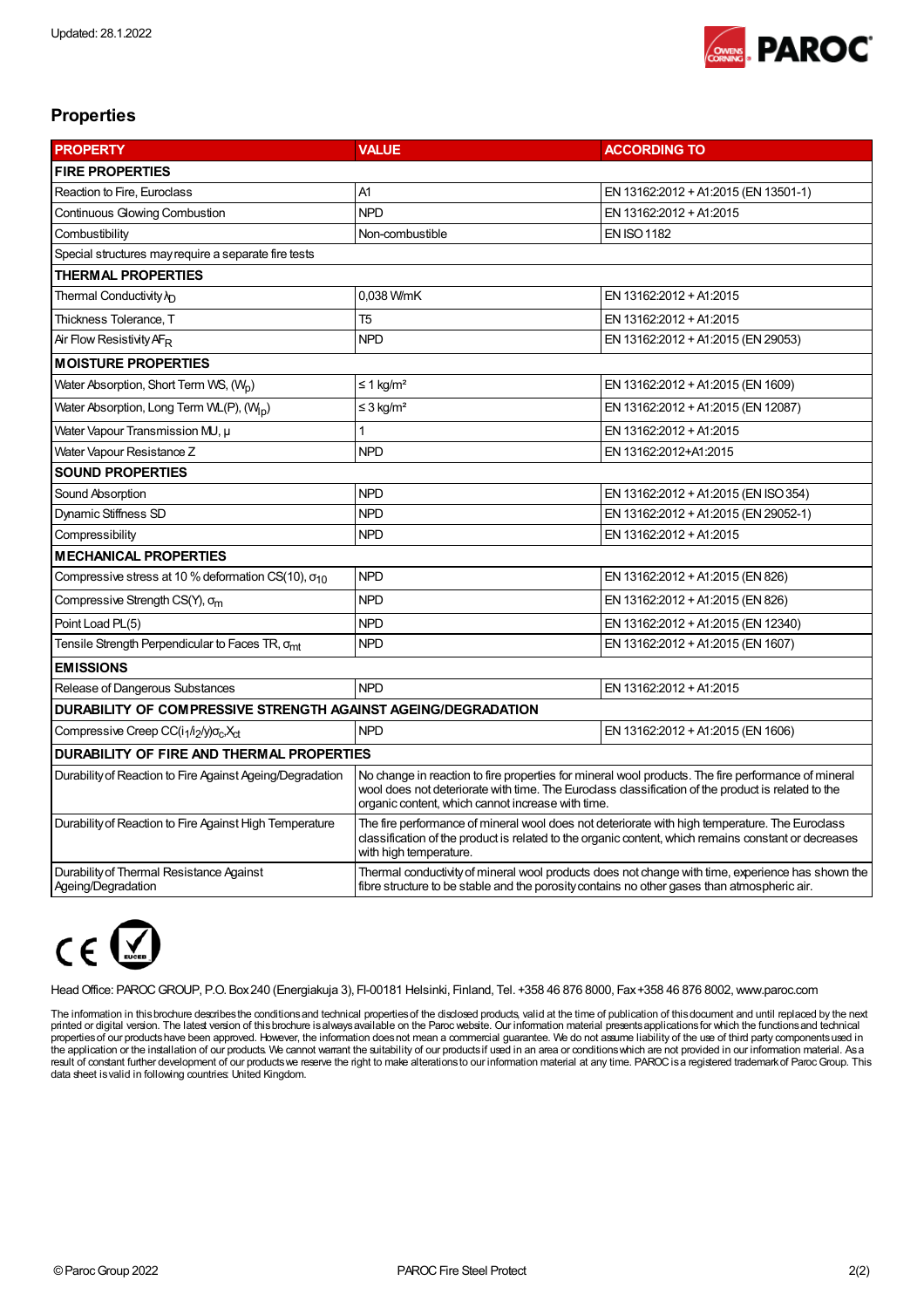Updated: 28.1.2022

## Properties

| PROPERTY | VALUE | ACCORDING TO |
|---|---|---|
| **FIRE PROPERTIES** | | |
| Reaction to Fire, Euroclass | A1 | EN 13162:2012 + A1:2015 (EN 13501-1) |
| Continuous Glowing Combustion | NPD | EN 13162:2012 + A1:2015 |
| Combustibility | Non-combustible | EN ISO 1182 |
| Special structures may require a separate fire tests | | |
| **THERMAL PROPERTIES** | | |
| Thermal Conductivity $\lambda_D$ | 0,038 W/mK | EN 13162:2012 + A1:2015 |
| Thickness Tolerance, T | T5 | EN 13162:2012 + A1:2015 |
| Air Flow Resistivity $AF_R$ | NPD | EN 13162:2012 + A1:2015 (EN 29053) |
| **MOISTURE PROPERTIES** | | |
| Water Absorption, Short Term WS, ($W_p$) | ≤ 1 kg/m² | EN 13162:2012 + A1:2015 (EN 1609) |
| Water Absorption, Long Term WL(P), ($W_{lp}$) | ≤ 3 kg/m² | EN 13162:2012 + A1:2015 (EN 12087) |
| Water Vapour Transmission MU, μ | 1 | EN 13162:2012 + A1:2015 |
| Water Vapour Resistance Z | NPD | EN 13162:2012+A1:2015 |
| **SOUND PROPERTIES** | | |
| Sound Absorption | NPD | EN 13162:2012 + A1:2015 (EN ISO 354) |
| Dynamic Stiffness SD | NPD | EN 13162:2012 + A1:2015 (EN 29052-1) |
| Compressibility | NPD | EN 13162:2012 + A1:2015 |
| **MECHANICAL PROPERTIES** | | |
| Compressive stress at 10 % deformation CS(10), $\sigma_{10}$ | NPD | EN 13162:2012 + A1:2015 (EN 826) |
| Compressive Strength CS(Y), $\sigma_m$ | NPD | EN 13162:2012 + A1:2015 (EN 826) |
| Point Load PL(5) | NPD | EN 13162:2012 + A1:2015 (EN 12340) |
| Tensile Strength Perpendicular to Faces TR, $\sigma_{mt}$ | NPD | EN 13162:2012 + A1:2015 (EN 1607) |
| **EMISSIONS** | | |
| Release of Dangerous Substances | NPD | EN 13162:2012 + A1:2015 |
| **DURABILITY OF COMPRESSIVE STRENGTH AGAINST AGEING/DEGRADATION** | | |
| Compressive Creep $CC(i_1/i_2/y)\sigma_c X_{ct}$ | NPD | EN 13162:2012 + A1:2015 (EN 1606) |
| **DURABILITY OF FIRE AND THERMAL PROPERTIES** | | |
| Durability of Reaction to Fire Against Ageing/Degradation | No change in reaction to fire properties for mineral wool products. The fire performance of mineral wool does not deteriorate with time. The Euroclass classification of the product is related to the organic content, which cannot increase with time. | |
| Durability of Reaction to Fire Against High Temperature | The fire performance of mineral wool does not deteriorate with high temperature. The Euroclass classification of the product is related to the organic content, which remains constant or decreases with high temperature. | |
| Durability of Thermal Resistance Against Ageing/Degradation | Thermal conductivity of mineral wool products does not change with time, experience has shown the fibre structure to be stable and the porosity contains no other gases than atmospheric air. | |

Head Office: PAROC GROUP, P.O. Box 240 (Energiakuja 3), FI-00181 Helsinki, Finland, Tel. +358 46 876 8000, Fax +358 46 876 8002, www.paroc.com

The information in this brochure describes the conditions and technical properties of the disclosed products, valid at the time of publication of this document and until replaced by the next printed or digital version. The latest version of this brochure is always available on the Paroc website. Our information material presents applications for which the functions and technical properties of our products have been approved. However, the information does not mean a commercial guarantee. We do not assume liability of the use of third party components used in the application or the installation of our products. We cannot warrant the suitability of our products if used in an area or conditions which are not provided in our information material. As a result of constant further development of our products we reserve the right to make alterations to our information material at any time. PAROC is a registered trademark of Paroc Group. This data sheet is valid in following countries: United Kingdom.

© Paroc Group 2022 PAROC Fire Steel Protect